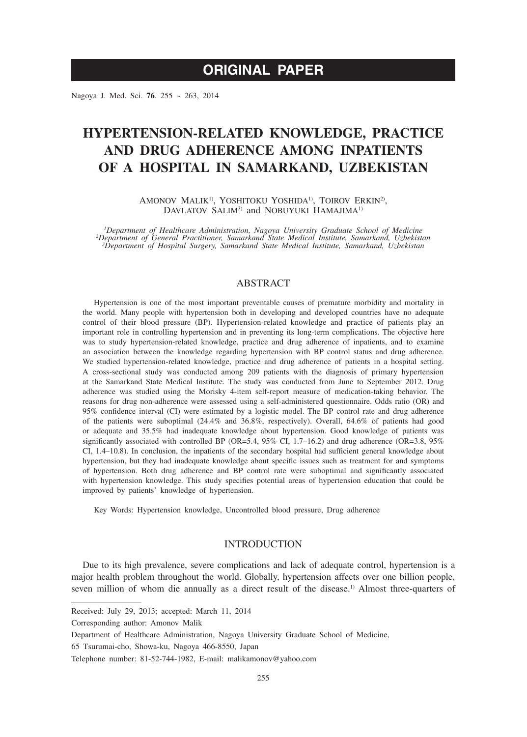**ORIGINAL PAPER**

# HYPERTENSION-RELATED KNOWLEDGE, PRACTICE AND DRUG ADHERENCE AMONG INPATIENTS OF A HOSPITAL IN SAMARKAND, UZBEKISTAN

AMONOV MALIK[1], YOSHITOKU YOSHIDA[1], TOIROV ERKIN[2], DAVLATOV SALIM[3] and NOBUYUKI HAMAJIMA[1]

*[1]Department of Healthcare Administration, Nagoya University Graduate School of Medicine*
*[2]Department of General Practitioner, Samarkand State Medical Institute, Samarkand, Uzbekistan*
*[3]Department of Hospital Surgery, Samarkand State Medical Institute, Samarkand, Uzbekistan*

## ABSTRACT

Hypertension is one of the most important preventable causes of premature morbidity and mortality in the world. Many people with hypertension both in developing and developed countries have no adequate control of their blood pressure (BP). Hypertension-related knowledge and practice of patients play an important role in controlling hypertension and in preventing its long-term complications. The objective here was to study hypertension-related knowledge, practice and drug adherence of inpatients, and to examine an association between the knowledge regarding hypertension with BP control status and drug adherence. We studied hypertension-related knowledge, practice and drug adherence of patients in a hospital setting. A cross-sectional study was conducted among 209 patients with the diagnosis of primary hypertension at the Samarkand State Medical Institute. The study was conducted from June to September 2012. Drug adherence was studied using the Morisky 4-item self-report measure of medication-taking behavior. The reasons for drug non-adherence were assessed using a self-administered questionnaire. Odds ratio (OR) and 95% confidence interval (CI) were estimated by a logistic model. The BP control rate and drug adherence of the patients were suboptimal (24.4% and 36.8%, respectively). Overall, 64.6% of patients had good or adequate and 35.5% had inadequate knowledge about hypertension. Good knowledge of patients was significantly associated with controlled BP (OR=5.4, 95% CI, 1.7–16.2) and drug adherence (OR=3.8, 95% CI, 1.4–10.8). In conclusion, the inpatients of the secondary hospital had sufficient general knowledge about hypertension, but they had inadequate knowledge about specific issues such as treatment for and symptoms of hypertension. Both drug adherence and BP control rate were suboptimal and significantly associated with hypertension knowledge. This study specifies potential areas of hypertension education that could be improved by patients' knowledge of hypertension.

Key Words: Hypertension knowledge, Uncontrolled blood pressure, Drug adherence

## INTRODUCTION

Due to its high prevalence, severe complications and lack of adequate control, hypertension is a major health problem throughout the world. Globally, hypertension affects over one billion people, seven million of whom die annually as a direct result of the disease.[1] Almost three-quarters of

---

Received: July 29, 2013; accepted: March 11, 2014

Corresponding author: Amonov Malik

Department of Healthcare Administration, Nagoya University Graduate School of Medicine,

65 Tsurumai-cho, Showa-ku, Nagoya 466-8550, Japan

Telephone number: 81-52-744-1982, E-mail: malikamonov@yahoo.com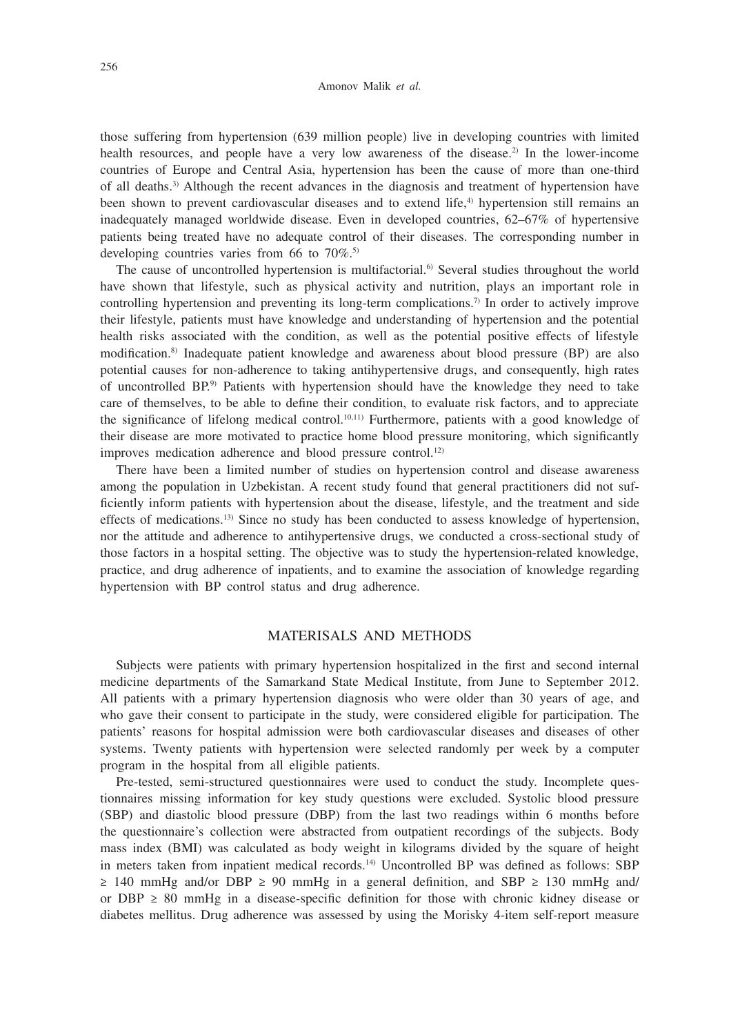those suffering from hypertension (639 million people) live in developing countries with limited health resources, and people have a very low awareness of the disease.[2] In the lower-income countries of Europe and Central Asia, hypertension has been the cause of more than one-third of all deaths.[3] Although the recent advances in the diagnosis and treatment of hypertension have been shown to prevent cardiovascular diseases and to extend life,[4] hypertension still remains an inadequately managed worldwide disease. Even in developed countries, 62–67% of hypertensive patients being treated have no adequate control of their diseases. The corresponding number in developing countries varies from 66 to 70%.[5]

The cause of uncontrolled hypertension is multifactorial.[6] Several studies throughout the world have shown that lifestyle, such as physical activity and nutrition, plays an important role in controlling hypertension and preventing its long-term complications.[7] In order to actively improve their lifestyle, patients must have knowledge and understanding of hypertension and the potential health risks associated with the condition, as well as the potential positive effects of lifestyle modification.[8] Inadequate patient knowledge and awareness about blood pressure (BP) are also potential causes for non-adherence to taking antihypertensive drugs, and consequently, high rates of uncontrolled BP.[9] Patients with hypertension should have the knowledge they need to take care of themselves, to be able to define their condition, to evaluate risk factors, and to appreciate the significance of lifelong medical control.[10,11] Furthermore, patients with a good knowledge of their disease are more motivated to practice home blood pressure monitoring, which significantly improves medication adherence and blood pressure control.[12]

There have been a limited number of studies on hypertension control and disease awareness among the population in Uzbekistan. A recent study found that general practitioners did not sufficiently inform patients with hypertension about the disease, lifestyle, and the treatment and side effects of medications.[13] Since no study has been conducted to assess knowledge of hypertension, nor the attitude and adherence to antihypertensive drugs, we conducted a cross-sectional study of those factors in a hospital setting. The objective was to study the hypertension-related knowledge, practice, and drug adherence of inpatients, and to examine the association of knowledge regarding hypertension with BP control status and drug adherence.

## MATERISALS AND METHODS

Subjects were patients with primary hypertension hospitalized in the first and second internal medicine departments of the Samarkand State Medical Institute, from June to September 2012. All patients with a primary hypertension diagnosis who were older than 30 years of age, and who gave their consent to participate in the study, were considered eligible for participation. The patients' reasons for hospital admission were both cardiovascular diseases and diseases of other systems. Twenty patients with hypertension were selected randomly per week by a computer program in the hospital from all eligible patients.

Pre-tested, semi-structured questionnaires were used to conduct the study. Incomplete questionnaires missing information for key study questions were excluded. Systolic blood pressure (SBP) and diastolic blood pressure (DBP) from the last two readings within 6 months before the questionnaire's collection were abstracted from outpatient recordings of the subjects. Body mass index (BMI) was calculated as body weight in kilograms divided by the square of height in meters taken from inpatient medical records.[14] Uncontrolled BP was defined as follows: SBP $\geq$ 140 mmHg and/or DBP $\geq$ 90 mmHg in a general definition, and SBP $\geq$ 130 mmHg and/or DBP $\geq$ 80 mmHg in a disease-specific definition for those with chronic kidney disease or diabetes mellitus. Drug adherence was assessed by using the Morisky 4-item self-report measure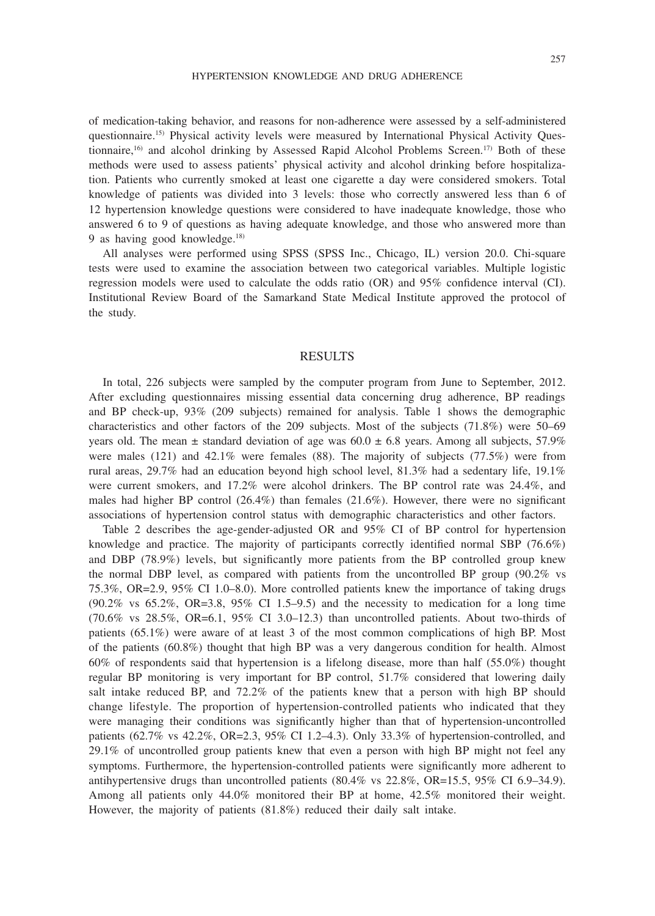of medication-taking behavior, and reasons for non-adherence were assessed by a self-administered questionnaire.[15] Physical activity levels were measured by International Physical Activity Questionnaire,[16] and alcohol drinking by Assessed Rapid Alcohol Problems Screen.[17] Both of these methods were used to assess patients' physical activity and alcohol drinking before hospitalization. Patients who currently smoked at least one cigarette a day were considered smokers. Total knowledge of patients was divided into 3 levels: those who correctly answered less than 6 of 12 hypertension knowledge questions were considered to have inadequate knowledge, those who answered 6 to 9 of questions as having adequate knowledge, and those who answered more than 9 as having good knowledge.[18]

All analyses were performed using SPSS (SPSS Inc., Chicago, IL) version 20.0. Chi-square tests were used to examine the association between two categorical variables. Multiple logistic regression models were used to calculate the odds ratio (OR) and 95% confidence interval (CI). Institutional Review Board of the Samarkand State Medical Institute approved the protocol of the study.

## RESULTS

In total, 226 subjects were sampled by the computer program from June to September, 2012. After excluding questionnaires missing essential data concerning drug adherence, BP readings and BP check-up, 93% (209 subjects) remained for analysis. Table 1 shows the demographic characteristics and other factors of the 209 subjects. Most of the subjects (71.8%) were 50–69 years old. The mean ± standard deviation of age was 60.0 ± 6.8 years. Among all subjects, 57.9% were males (121) and 42.1% were females (88). The majority of subjects (77.5%) were from rural areas, 29.7% had an education beyond high school level, 81.3% had a sedentary life, 19.1% were current smokers, and 17.2% were alcohol drinkers. The BP control rate was 24.4%, and males had higher BP control (26.4%) than females (21.6%). However, there were no significant associations of hypertension control status with demographic characteristics and other factors.

Table 2 describes the age-gender-adjusted OR and 95% CI of BP control for hypertension knowledge and practice. The majority of participants correctly identified normal SBP (76.6%) and DBP (78.9%) levels, but significantly more patients from the BP controlled group knew the normal DBP level, as compared with patients from the uncontrolled BP group (90.2% vs 75.3%, OR=2.9, 95% CI 1.0–8.0). More controlled patients knew the importance of taking drugs (90.2% vs 65.2%, OR=3.8, 95% CI 1.5–9.5) and the necessity to medication for a long time (70.6% vs 28.5%, OR=6.1, 95% CI 3.0–12.3) than uncontrolled patients. About two-thirds of patients (65.1%) were aware of at least 3 of the most common complications of high BP. Most of the patients (60.8%) thought that high BP was a very dangerous condition for health. Almost 60% of respondents said that hypertension is a lifelong disease, more than half (55.0%) thought regular BP monitoring is very important for BP control, 51.7% considered that lowering daily salt intake reduced BP, and 72.2% of the patients knew that a person with high BP should change lifestyle. The proportion of hypertension-controlled patients who indicated that they were managing their conditions was significantly higher than that of hypertension-uncontrolled patients (62.7% vs 42.2%, OR=2.3, 95% CI 1.2–4.3). Only 33.3% of hypertension-controlled, and 29.1% of uncontrolled group patients knew that even a person with high BP might not feel any symptoms. Furthermore, the hypertension-controlled patients were significantly more adherent to antihypertensive drugs than uncontrolled patients (80.4% vs 22.8%, OR=15.5, 95% CI 6.9–34.9). Among all patients only 44.0% monitored their BP at home, 42.5% monitored their weight. However, the majority of patients (81.8%) reduced their daily salt intake.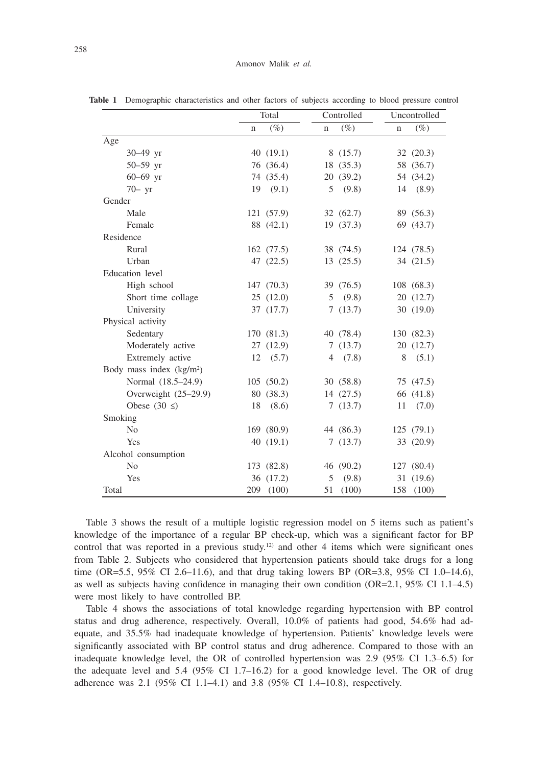**Table 1** Demographic characteristics and other factors of subjects according to blood pressure control

| | Total | | Controlled | | Uncontrolled | |
|---|---|---|---|---|---|---|
| | n | (%) | n | (%) | n | (%) |
| Age | | | | | | |
| 30–49 yr | 40 | (19.1) | 8 | (15.7) | 32 | (20.3) |
| 50–59 yr | 76 | (36.4) | 18 | (35.3) | 58 | (36.7) |
| 60–69 yr | 74 | (35.4) | 20 | (39.2) | 54 | (34.2) |
| 70– yr | 19 | (9.1) | 5 | (9.8) | 14 | (8.9) |
| Gender | | | | | | |
| Male | 121 | (57.9) | 32 | (62.7) | 89 | (56.3) |
| Female | 88 | (42.1) | 19 | (37.3) | 69 | (43.7) |
| Residence | | | | | | |
| Rural | 162 | (77.5) | 38 | (74.5) | 124 | (78.5) |
| Urban | 47 | (22.5) | 13 | (25.5) | 34 | (21.5) |
| Education level | | | | | | |
| High school | 147 | (70.3) | 39 | (76.5) | 108 | (68.3) |
| Short time collage | 25 | (12.0) | 5 | (9.8) | 20 | (12.7) |
| University | 37 | (17.7) | 7 | (13.7) | 30 | (19.0) |
| Physical activity | | | | | | |
| Sedentary | 170 | (81.3) | 40 | (78.4) | 130 | (82.3) |
| Moderately active | 27 | (12.9) | 7 | (13.7) | 20 | (12.7) |
| Extremely active | 12 | (5.7) | 4 | (7.8) | 8 | (5.1) |
| Body mass index (kg/m$^2$) | | | | | | |
| Normal (18.5–24.9) | 105 | (50.2) | 30 | (58.8) | 75 | (47.5) |
| Overweight (25–29.9) | 80 | (38.3) | 14 | (27.5) | 66 | (41.8) |
| Obese (30 ≤) | 18 | (8.6) | 7 | (13.7) | 11 | (7.0) |
| Smoking | | | | | | |
| No | 169 | (80.9) | 44 | (86.3) | 125 | (79.1) |
| Yes | 40 | (19.1) | 7 | (13.7) | 33 | (20.9) |
| Alcohol consumption | | | | | | |
| No | 173 | (82.8) | 46 | (90.2) | 127 | (80.4) |
| Yes | 36 | (17.2) | 5 | (9.8) | 31 | (19.6) |
| Total | 209 | (100) | 51 | (100) | 158 | (100) |

Table 3 shows the result of a multiple logistic regression model on 5 items such as patient's knowledge of the importance of a regular BP check-up, which was a significant factor for BP control that was reported in a previous study.[12] and other 4 items which were significant ones from Table 2. Subjects who considered that hypertension patients should take drugs for a long time (OR=5.5, 95% CI 2.6–11.6), and that drug taking lowers BP (OR=3.8, 95% CI 1.0–14.6), as well as subjects having confidence in managing their own condition (OR=2.1, 95% CI 1.1–4.5) were most likely to have controlled BP.

Table 4 shows the associations of total knowledge regarding hypertension with BP control status and drug adherence, respectively. Overall, 10.0% of patients had good, 54.6% had adequate, and 35.5% had inadequate knowledge of hypertension. Patients' knowledge levels were significantly associated with BP control status and drug adherence. Compared to those with an inadequate knowledge level, the OR of controlled hypertension was 2.9 (95% CI 1.3–6.5) for the adequate level and 5.4 (95% CI 1.7–16.2) for a good knowledge level. The OR of drug adherence was 2.1 (95% CI 1.1–4.1) and 3.8 (95% CI 1.4–10.8), respectively.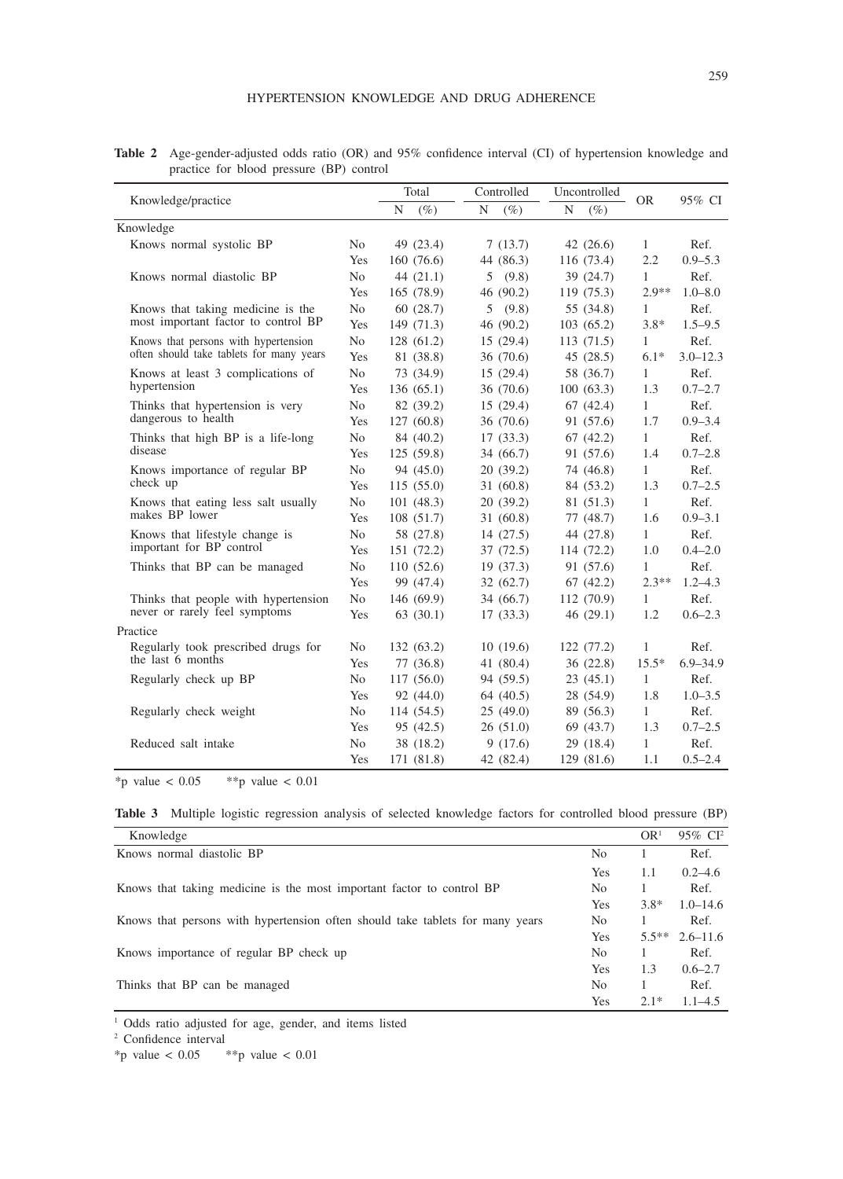**Table 2** Age-gender-adjusted odds ratio (OR) and 95% confidence interval (CI) of hypertension knowledge and practice for blood pressure (BP) control

| Knowledge/practice | | Total N (%) | Controlled N (%) | Uncontrolled N (%) | OR | 95% CI |
|---|---|---|---|---|---|---|
| **Knowledge** | | | | | | |
| Knows normal systolic BP | No | 49 (23.4) | 7 (13.7) | 42 (26.6) | 1 | Ref. |
| | Yes | 160 (76.6) | 44 (86.3) | 116 (73.4) | 2.2 | 0.9–5.3 |
| Knows normal diastolic BP | No | 44 (21.1) | 5 (9.8) | 39 (24.7) | 1 | Ref. |
| | Yes | 165 (78.9) | 46 (90.2) | 119 (75.3) | 2.9** | 1.0–8.0 |
| Knows that taking medicine is the most important factor to control BP | No | 60 (28.7) | 5 (9.8) | 55 (34.8) | 1 | Ref. |
| | Yes | 149 (71.3) | 46 (90.2) | 103 (65.2) | 3.8* | 1.5–9.5 |
| Knows that persons with hypertension often should take tablets for many years | No | 128 (61.2) | 15 (29.4) | 113 (71.5) | 1 | Ref. |
| | Yes | 81 (38.8) | 36 (70.6) | 45 (28.5) | 6.1* | 3.0–12.3 |
| Knows at least 3 complications of hypertension | No | 73 (34.9) | 15 (29.4) | 58 (36.7) | 1 | Ref. |
| | Yes | 136 (65.1) | 36 (70.6) | 100 (63.3) | 1.3 | 0.7–2.7 |
| Thinks that hypertension is very dangerous to health | No | 82 (39.2) | 15 (29.4) | 67 (42.4) | 1 | Ref. |
| | Yes | 127 (60.8) | 36 (70.6) | 91 (57.6) | 1.7 | 0.9–3.4 |
| Thinks that high BP is a life-long disease | No | 84 (40.2) | 17 (33.3) | 67 (42.2) | 1 | Ref. |
| | Yes | 125 (59.8) | 34 (66.7) | 91 (57.6) | 1.4 | 0.7–2.8 |
| Knows importance of regular BP check up | No | 94 (45.0) | 20 (39.2) | 74 (46.8) | 1 | Ref. |
| | Yes | 115 (55.0) | 31 (60.8) | 84 (53.2) | 1.3 | 0.7–2.5 |
| Knows that eating less salt usually makes BP lower | No | 101 (48.3) | 20 (39.2) | 81 (51.3) | 1 | Ref. |
| | Yes | 108 (51.7) | 31 (60.8) | 77 (48.7) | 1.6 | 0.9–3.1 |
| Knows that lifestyle change is important for BP control | No | 58 (27.8) | 14 (27.5) | 44 (27.8) | 1 | Ref. |
| | Yes | 151 (72.2) | 37 (72.5) | 114 (72.2) | 1.0 | 0.4–2.0 |
| Thinks that BP can be managed | No | 110 (52.6) | 19 (37.3) | 91 (57.6) | 1 | Ref. |
| | Yes | 99 (47.4) | 32 (62.7) | 67 (42.2) | 2.3** | 1.2–4.3 |
| Thinks that people with hypertension never or rarely feel symptoms | No | 146 (69.9) | 34 (66.7) | 112 (70.9) | 1 | Ref. |
| | Yes | 63 (30.1) | 17 (33.3) | 46 (29.1) | 1.2 | 0.6–2.3 |
| **Practice** | | | | | | |
| Regularly took prescribed drugs for the last 6 months | No | 132 (63.2) | 10 (19.6) | 122 (77.2) | 1 | Ref. |
| | Yes | 77 (36.8) | 41 (80.4) | 36 (22.8) | 15.5* | 6.9–34.9 |
| Regularly check up BP | No | 117 (56.0) | 94 (59.5) | 23 (45.1) | 1 | Ref. |
| | Yes | 92 (44.0) | 64 (40.5) | 28 (54.9) | 1.8 | 1.0–3.5 |
| Regularly check weight | No | 114 (54.5) | 25 (49.0) | 89 (56.3) | 1 | Ref. |
| | Yes | 95 (42.5) | 26 (51.0) | 69 (43.7) | 1.3 | 0.7–2.5 |
| Reduced salt intake | No | 38 (18.2) | 9 (17.6) | 29 (18.4) | 1 | Ref. |
| | Yes | 171 (81.8) | 42 (82.4) | 129 (81.6) | 1.1 | 0.5–2.4 |

*p value < 0.05 **p value < 0.01

**Table 3** Multiple logistic regression analysis of selected knowledge factors for controlled blood pressure (BP)

| Knowledge | | OR[1] | 95% CI[2] |
|---|---|---|---|
| Knows normal diastolic BP | No | 1 | Ref. |
| | Yes | 1.1 | 0.2–4.6 |
| Knows that taking medicine is the most important factor to control BP | No | 1 | Ref. |
| | Yes | 3.8* | 1.0–14.6 |
| Knows that persons with hypertension often should take tablets for many years | No | 1 | Ref. |
| | Yes | 5.5** | 2.6–11.6 |
| Knows importance of regular BP check up | No | 1 | Ref. |
| | Yes | 1.3 | 0.6–2.7 |
| Thinks that BP can be managed | No | 1 | Ref. |
| | Yes | 2.1* | 1.1–4.5 |

[1] Odds ratio adjusted for age, gender, and items listed

[2] Confidence interval

*p value < 0.05 **p value < 0.01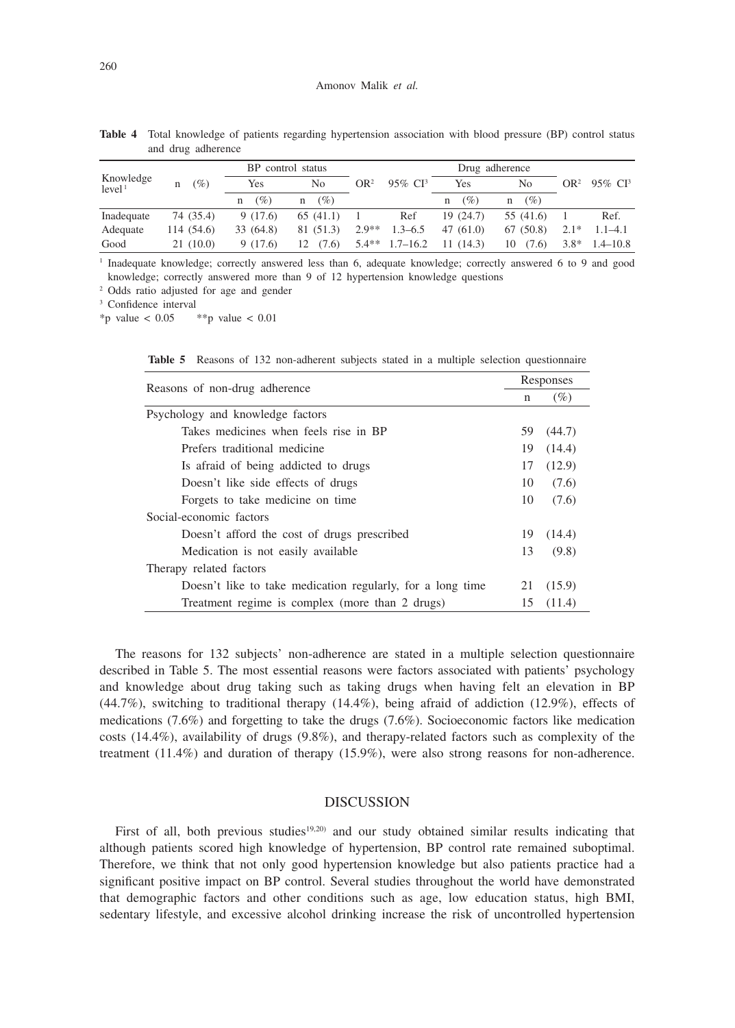**Table 4** Total knowledge of patients regarding hypertension association with blood pressure (BP) control status and drug adherence

| Knowledge level[1] | n (%) | BP control status | | OR[2] | 95% CI[3] | Drug adherence | | OR[2] | 95% CI[3] |
|---|---|---|---|---|---|---|---|---|---|
| | | Yes | No | | | Yes | No | | |
| | | n (%) | n (%) | | | n (%) | n (%) | | |
| Inadequate | 74 (35.4) | 9 (17.6) | 65 (41.1) | 1 | Ref | 19 (24.7) | 55 (41.6) | 1 | Ref. |
| Adequate | 114 (54.6) | 33 (64.8) | 81 (51.3) | 2.9** | 1.3–6.5 | 47 (61.0) | 67 (50.8) | 2.1* | 1.1–4.1 |
| Good | 21 (10.0) | 9 (17.6) | 12 (7.6) | 5.4** | 1.7–16.2 | 11 (14.3) | 10 (7.6) | 3.8* | 1.4–10.8 |

[1] Inadequate knowledge; correctly answered less than 6, adequate knowledge; correctly answered 6 to 9 and good knowledge; correctly answered more than 9 of 12 hypertension knowledge questions

[2] Odds ratio adjusted for age and gender

[3] Confidence interval

*p value < 0.05 **p value < 0.01

**Table 5** Reasons of 132 non-adherent subjects stated in a multiple selection questionnaire

| Reasons of non-drug adherence | Responses | |
|---|---|---|
| | n | (%) |
| Psychology and knowledge factors | | |
| Takes medicines when feels rise in BP | 59 | (44.7) |
| Prefers traditional medicine | 19 | (14.4) |
| Is afraid of being addicted to drugs | 17 | (12.9) |
| Doesn't like side effects of drugs | 10 | (7.6) |
| Forgets to take medicine on time | 10 | (7.6) |
| Social-economic factors | | |
| Doesn't afford the cost of drugs prescribed | 19 | (14.4) |
| Medication is not easily available | 13 | (9.8) |
| Therapy related factors | | |
| Doesn't like to take medication regularly, for a long time | 21 | (15.9) |
| Treatment regime is complex (more than 2 drugs) | 15 | (11.4) |

The reasons for 132 subjects' non-adherence are stated in a multiple selection questionnaire described in Table 5. The most essential reasons were factors associated with patients' psychology and knowledge about drug taking such as taking drugs when having felt an elevation in BP (44.7%), switching to traditional therapy (14.4%), being afraid of addiction (12.9%), effects of medications (7.6%) and forgetting to take the drugs (7.6%). Socioeconomic factors like medication costs (14.4%), availability of drugs (9.8%), and therapy-related factors such as complexity of the treatment (11.4%) and duration of therapy (15.9%), were also strong reasons for non-adherence.

## DISCUSSION

First of all, both previous studies[19,20] and our study obtained similar results indicating that although patients scored high knowledge of hypertension, BP control rate remained suboptimal. Therefore, we think that not only good hypertension knowledge but also patients practice had a significant positive impact on BP control. Several studies throughout the world have demonstrated that demographic factors and other conditions such as age, low education status, high BMI, sedentary lifestyle, and excessive alcohol drinking increase the risk of uncontrolled hypertension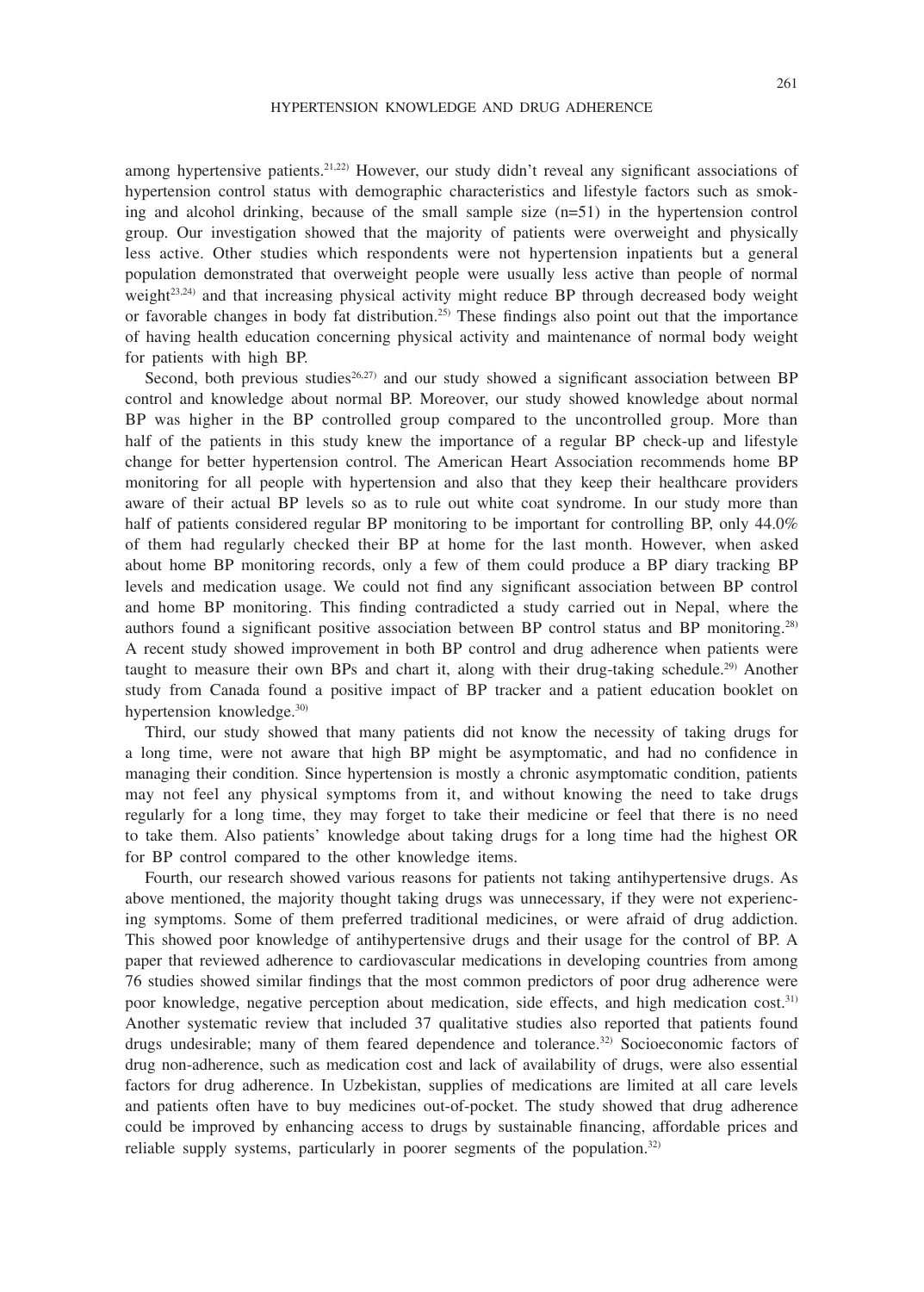among hypertensive patients.[21,22] However, our study didn't reveal any significant associations of hypertension control status with demographic characteristics and lifestyle factors such as smoking and alcohol drinking, because of the small sample size (n=51) in the hypertension control group. Our investigation showed that the majority of patients were overweight and physically less active. Other studies which respondents were not hypertension inpatients but a general population demonstrated that overweight people were usually less active than people of normal weight[23,24] and that increasing physical activity might reduce BP through decreased body weight or favorable changes in body fat distribution.[25] These findings also point out that the importance of having health education concerning physical activity and maintenance of normal body weight for patients with high BP.

Second, both previous studies[26,27] and our study showed a significant association between BP control and knowledge about normal BP. Moreover, our study showed knowledge about normal BP was higher in the BP controlled group compared to the uncontrolled group. More than half of the patients in this study knew the importance of a regular BP check-up and lifestyle change for better hypertension control. The American Heart Association recommends home BP monitoring for all people with hypertension and also that they keep their healthcare providers aware of their actual BP levels so as to rule out white coat syndrome. In our study more than half of patients considered regular BP monitoring to be important for controlling BP, only 44.0% of them had regularly checked their BP at home for the last month. However, when asked about home BP monitoring records, only a few of them could produce a BP diary tracking BP levels and medication usage. We could not find any significant association between BP control and home BP monitoring. This finding contradicted a study carried out in Nepal, where the authors found a significant positive association between BP control status and BP monitoring.[28] A recent study showed improvement in both BP control and drug adherence when patients were taught to measure their own BPs and chart it, along with their drug-taking schedule.[29] Another study from Canada found a positive impact of BP tracker and a patient education booklet on hypertension knowledge.[30]

Third, our study showed that many patients did not know the necessity of taking drugs for a long time, were not aware that high BP might be asymptomatic, and had no confidence in managing their condition. Since hypertension is mostly a chronic asymptomatic condition, patients may not feel any physical symptoms from it, and without knowing the need to take drugs regularly for a long time, they may forget to take their medicine or feel that there is no need to take them. Also patients' knowledge about taking drugs for a long time had the highest OR for BP control compared to the other knowledge items.

Fourth, our research showed various reasons for patients not taking antihypertensive drugs. As above mentioned, the majority thought taking drugs was unnecessary, if they were not experiencing symptoms. Some of them preferred traditional medicines, or were afraid of drug addiction. This showed poor knowledge of antihypertensive drugs and their usage for the control of BP. A paper that reviewed adherence to cardiovascular medications in developing countries from among 76 studies showed similar findings that the most common predictors of poor drug adherence were poor knowledge, negative perception about medication, side effects, and high medication cost.[31] Another systematic review that included 37 qualitative studies also reported that patients found drugs undesirable; many of them feared dependence and tolerance.[32] Socioeconomic factors of drug non-adherence, such as medication cost and lack of availability of drugs, were also essential factors for drug adherence. In Uzbekistan, supplies of medications are limited at all care levels and patients often have to buy medicines out-of-pocket. The study showed that drug adherence could be improved by enhancing access to drugs by sustainable financing, affordable prices and reliable supply systems, particularly in poorer segments of the population.[32]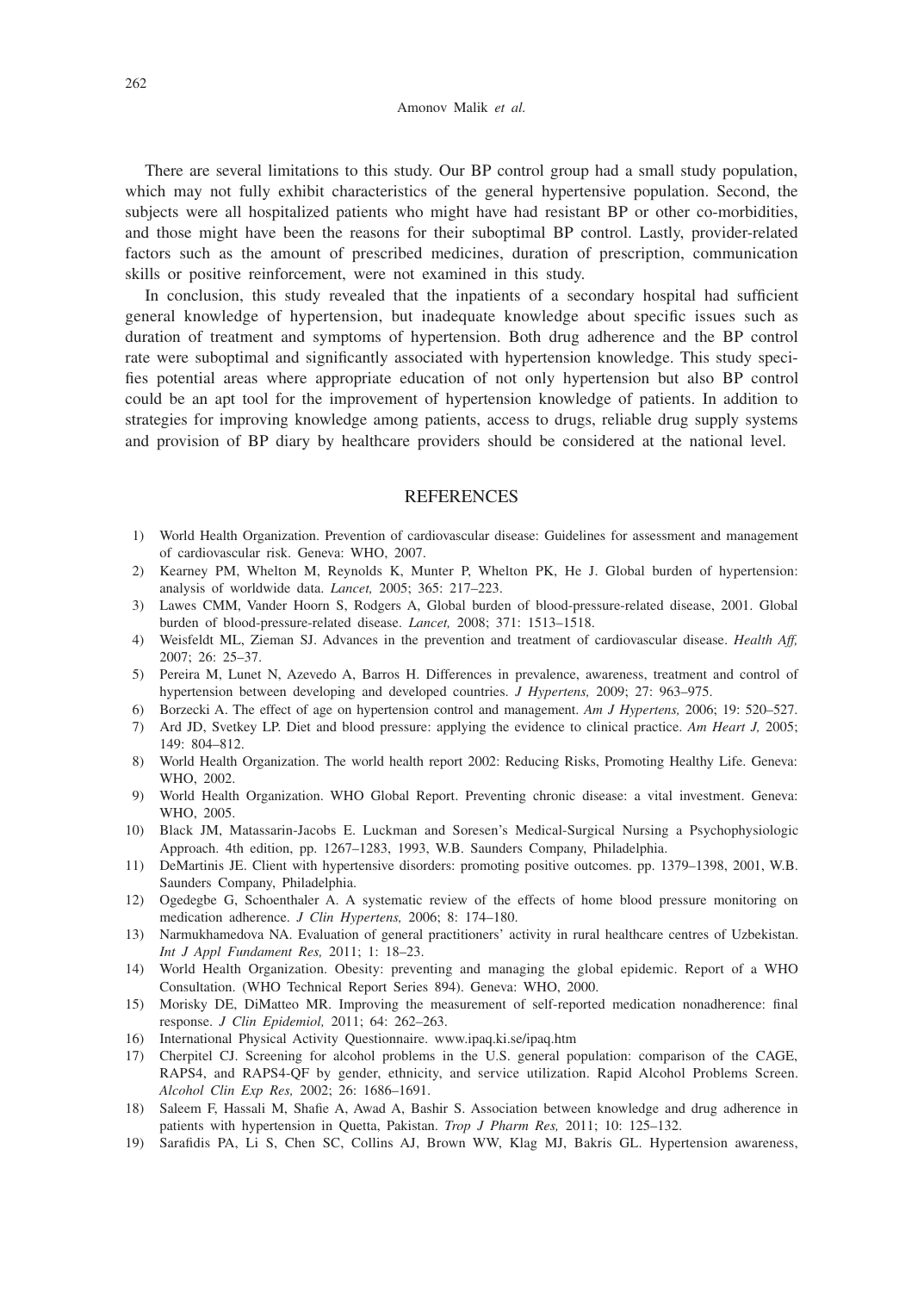There are several limitations to this study. Our BP control group had a small study population, which may not fully exhibit characteristics of the general hypertensive population. Second, the subjects were all hospitalized patients who might have had resistant BP or other co-morbidities, and those might have been the reasons for their suboptimal BP control. Lastly, provider-related factors such as the amount of prescribed medicines, duration of prescription, communication skills or positive reinforcement, were not examined in this study.

In conclusion, this study revealed that the inpatients of a secondary hospital had sufficient general knowledge of hypertension, but inadequate knowledge about specific issues such as duration of treatment and symptoms of hypertension. Both drug adherence and the BP control rate were suboptimal and significantly associated with hypertension knowledge. This study specifies potential areas where appropriate education of not only hypertension but also BP control could be an apt tool for the improvement of hypertension knowledge of patients. In addition to strategies for improving knowledge among patients, access to drugs, reliable drug supply systems and provision of BP diary by healthcare providers should be considered at the national level.

## REFERENCES

1) World Health Organization. Prevention of cardiovascular disease: Guidelines for assessment and management of cardiovascular risk. Geneva: WHO, 2007.
2) Kearney PM, Whelton M, Reynolds K, Munter P, Whelton PK, He J. Global burden of hypertension: analysis of worldwide data. *Lancet,* 2005; 365: 217–223.
3) Lawes CMM, Vander Hoorn S, Rodgers A, Global burden of blood-pressure-related disease, 2001. Global burden of blood-pressure-related disease. *Lancet,* 2008; 371: 1513–1518.
4) Weisfeldt ML, Zieman SJ. Advances in the prevention and treatment of cardiovascular disease. *Health Aff,* 2007; 26: 25–37.
5) Pereira M, Lunet N, Azevedo A, Barros H. Differences in prevalence, awareness, treatment and control of hypertension between developing and developed countries. *J Hypertens,* 2009; 27: 963–975.
6) Borzecki A. The effect of age on hypertension control and management. *Am J Hypertens,* 2006; 19: 520–527.
7) Ard JD, Svetkey LP. Diet and blood pressure: applying the evidence to clinical practice. *Am Heart J,* 2005; 149: 804–812.
8) World Health Organization. The world health report 2002: Reducing Risks, Promoting Healthy Life. Geneva: WHO, 2002.
9) World Health Organization. WHO Global Report. Preventing chronic disease: a vital investment. Geneva: WHO, 2005.
10) Black JM, Matassarin-Jacobs E. Luckman and Soresen's Medical-Surgical Nursing a Psychophysiologic Approach. 4th edition, pp. 1267–1283, 1993, W.B. Saunders Company, Philadelphia.
11) DeMartinis JE. Client with hypertensive disorders: promoting positive outcomes. pp. 1379–1398, 2001, W.B. Saunders Company, Philadelphia.
12) Ogedegbe G, Schoenthaler A. A systematic review of the effects of home blood pressure monitoring on medication adherence. *J Clin Hypertens,* 2006; 8: 174–180.
13) Narmukhamedova NA. Evaluation of general practitioners' activity in rural healthcare centres of Uzbekistan. *Int J Appl Fundament Res,* 2011; 1: 18–23.
14) World Health Organization. Obesity: preventing and managing the global epidemic. Report of a WHO Consultation. (WHO Technical Report Series 894). Geneva: WHO, 2000.
15) Morisky DE, DiMatteo MR. Improving the measurement of self-reported medication nonadherence: final response. *J Clin Epidemiol,* 2011; 64: 262–263.
16) International Physical Activity Questionnaire. www.ipaq.ki.se/ipaq.htm
17) Cherpitel CJ. Screening for alcohol problems in the U.S. general population: comparison of the CAGE, RAPS4, and RAPS4-QF by gender, ethnicity, and service utilization. Rapid Alcohol Problems Screen. *Alcohol Clin Exp Res,* 2002; 26: 1686–1691.
18) Saleem F, Hassali M, Shafie A, Awad A, Bashir S. Association between knowledge and drug adherence in patients with hypertension in Quetta, Pakistan. *Trop J Pharm Res,* 2011; 10: 125–132.
19) Sarafidis PA, Li S, Chen SC, Collins AJ, Brown WW, Klag MJ, Bakris GL. Hypertension awareness,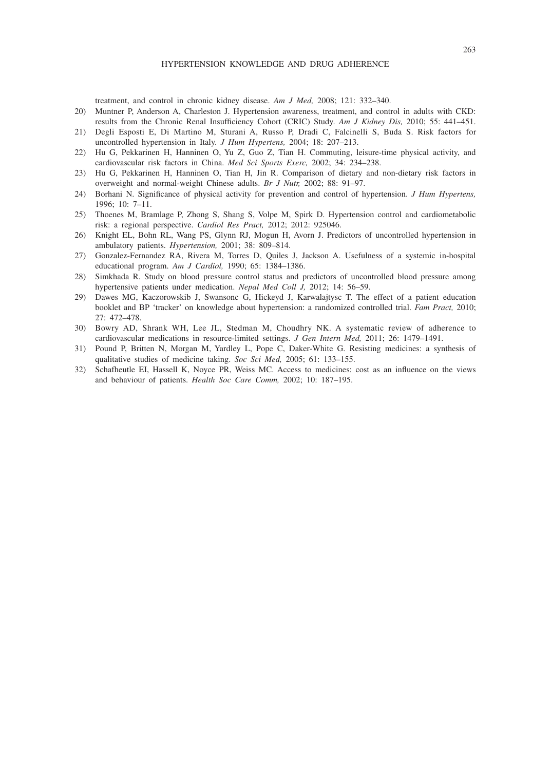treatment, and control in chronic kidney disease. *Am J Med,* 2008; 121: 332–340.

20) Muntner P, Anderson A, Charleston J. Hypertension awareness, treatment, and control in adults with CKD: results from the Chronic Renal Insufficiency Cohort (CRIC) Study. *Am J Kidney Dis,* 2010; 55: 441–451.
21) Degli Esposti E, Di Martino M, Sturani A, Russo P, Dradi C, Falcinelli S, Buda S. Risk factors for uncontrolled hypertension in Italy. *J Hum Hypertens,* 2004; 18: 207–213.
22) Hu G, Pekkarinen H, Hanninen O, Yu Z, Guo Z, Tian H. Commuting, leisure-time physical activity, and cardiovascular risk factors in China. *Med Sci Sports Exerc,* 2002; 34: 234–238.
23) Hu G, Pekkarinen H, Hanninen O, Tian H, Jin R. Comparison of dietary and non-dietary risk factors in overweight and normal-weight Chinese adults. *Br J Nutr,* 2002; 88: 91–97.
24) Borhani N. Significance of physical activity for prevention and control of hypertension. *J Hum Hypertens,* 1996; 10: 7–11.
25) Thoenes M, Bramlage P, Zhong S, Shang S, Volpe M, Spirk D. Hypertension control and cardiometabolic risk: a regional perspective. *Cardiol Res Pract,* 2012; 2012: 925046.
26) Knight EL, Bohn RL, Wang PS, Glynn RJ, Mogun H, Avorn J. Predictors of uncontrolled hypertension in ambulatory patients. *Hypertension,* 2001; 38: 809–814.
27) Gonzalez-Fernandez RA, Rivera M, Torres D, Quiles J, Jackson A. Usefulness of a systemic in-hospital educational program. *Am J Cardiol,* 1990; 65: 1384–1386.
28) Simkhada R. Study on blood pressure control status and predictors of uncontrolled blood pressure among hypertensive patients under medication. *Nepal Med Coll J,* 2012; 14: 56–59.
29) Dawes MG, Kaczorowskib J, Swansonc G, Hickeyd J, Karwalajtysc T. The effect of a patient education booklet and BP 'tracker' on knowledge about hypertension: a randomized controlled trial. *Fam Pract,* 2010; 27: 472–478.
30) Bowry AD, Shrank WH, Lee JL, Stedman M, Choudhry NK. A systematic review of adherence to cardiovascular medications in resource-limited settings. *J Gen Intern Med,* 2011; 26: 1479–1491.
31) Pound P, Britten N, Morgan M, Yardley L, Pope C, Daker-White G. Resisting medicines: a synthesis of qualitative studies of medicine taking. *Soc Sci Med,* 2005; 61: 133–155.
32) Schafheutle EI, Hassell K, Noyce PR, Weiss MC. Access to medicines: cost as an influence on the views and behaviour of patients. *Health Soc Care Comm,* 2002; 10: 187–195.